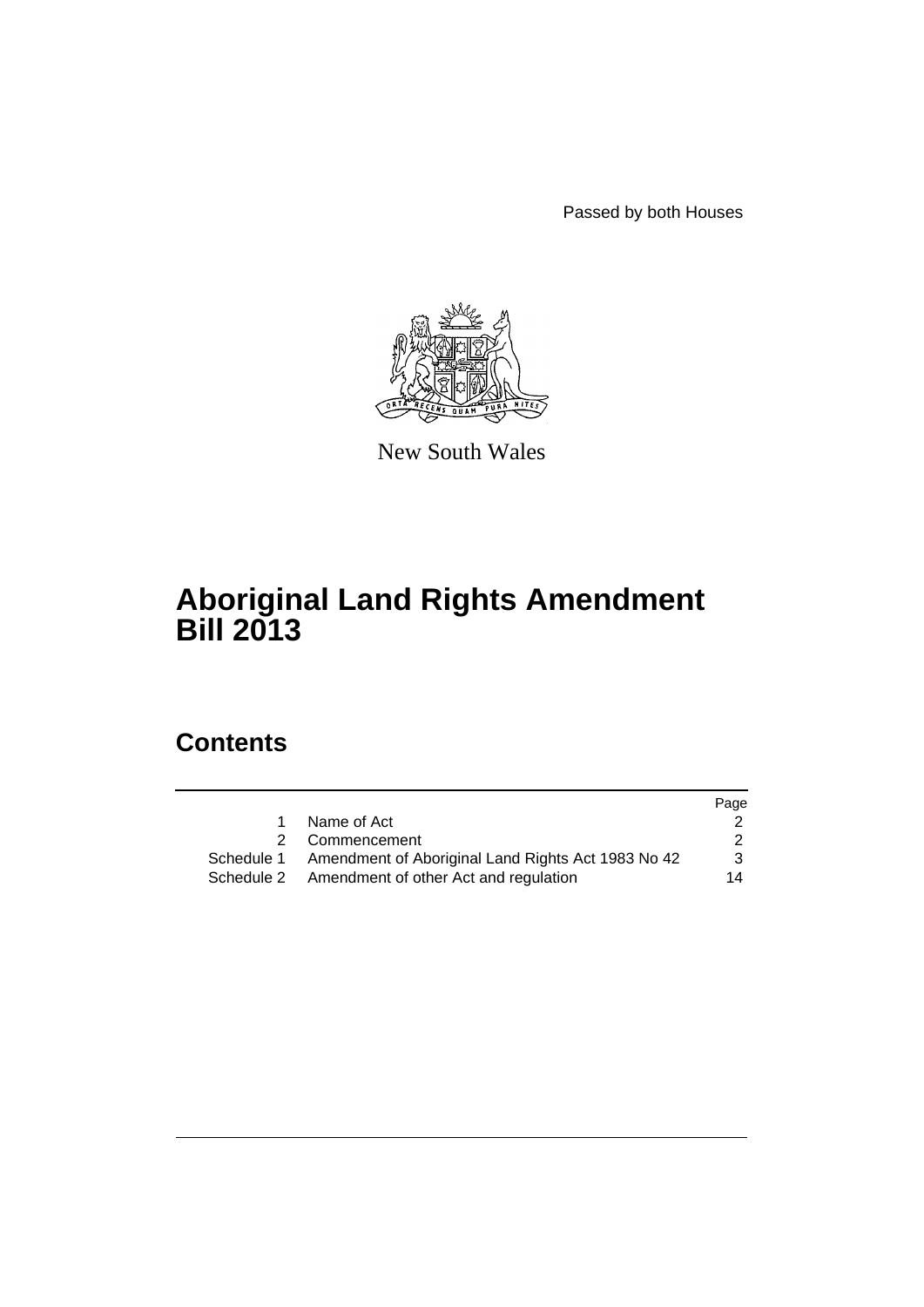Passed by both Houses

New South Wales

# Aboriginal Land Rights Amendment Bill 2013

## Contents

| | | Page |
|---|---|---|
| 1 | Name of Act | 2 |
| 2 | Commencement | 2 |
| Schedule 1 | Amendment of Aboriginal Land Rights Act 1983 No 42 | 3 |
| Schedule 2 | Amendment of other Act and regulation | 14 |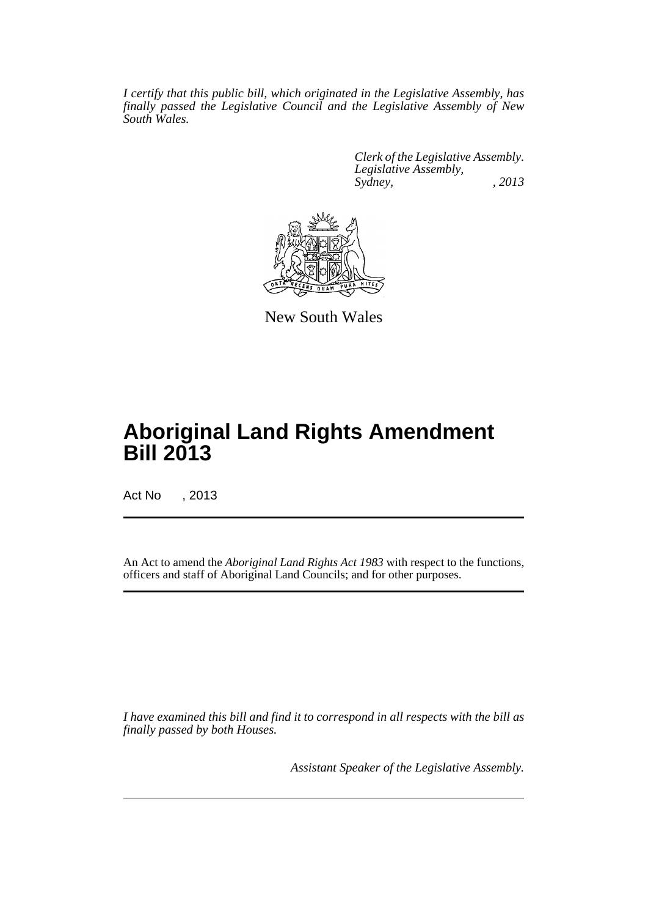*I certify that this public bill, which originated in the Legislative Assembly, has finally passed the Legislative Council and the Legislative Assembly of New South Wales.*

*Clerk of the Legislative Assembly.*
*Legislative Assembly,*
*Sydney, , 2013*

New South Wales

# Aboriginal Land Rights Amendment Bill 2013

Act No , 2013

An Act to amend the *Aboriginal Land Rights Act 1983* with respect to the functions, officers and staff of Aboriginal Land Councils; and for other purposes.

*I have examined this bill and find it to correspond in all respects with the bill as finally passed by both Houses.*

*Assistant Speaker of the Legislative Assembly.*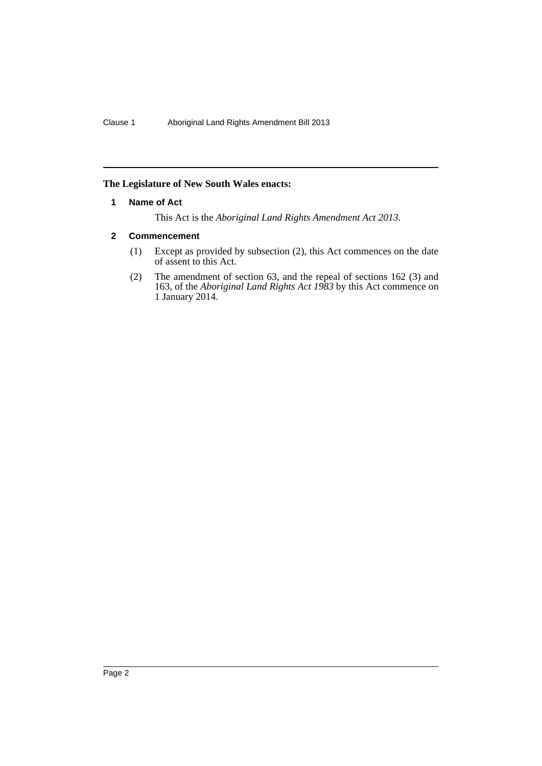**The Legislature of New South Wales enacts:**

## 1 Name of Act

This Act is the *Aboriginal Land Rights Amendment Act 2013*.

## 2 Commencement

(1) Except as provided by subsection (2), this Act commences on the date of assent to this Act.

(2) The amendment of section 63, and the repeal of sections 162 (3) and 163, of the *Aboriginal Land Rights Act 1983* by this Act commence on 1 January 2014.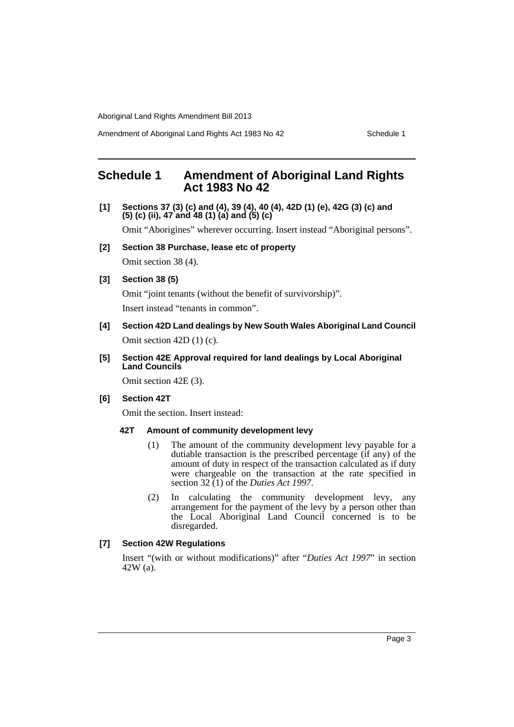# Schedule 1 Amendment of Aboriginal Land Rights Act 1983 No 42

**[1] Sections 37 (3) (c) and (4), 39 (4), 40 (4), 42D (1) (e), 42G (3) (c) and (5) (c) (ii), 47 and 48 (1) (a) and (5) (c)**

Omit "Aborigines" wherever occurring. Insert instead "Aboriginal persons".

**[2] Section 38 Purchase, lease etc of property**

Omit section 38 (4).

**[3] Section 38 (5)**

Omit "joint tenants (without the benefit of survivorship)".

Insert instead "tenants in common".

**[4] Section 42D Land dealings by New South Wales Aboriginal Land Council**

Omit section 42D (1) (c).

**[5] Section 42E Approval required for land dealings by Local Aboriginal Land Councils**

Omit section 42E (3).

**[6] Section 42T**

Omit the section. Insert instead:

**42T Amount of community development levy**

(1) The amount of the community development levy payable for a dutiable transaction is the prescribed percentage (if any) of the amount of duty in respect of the transaction calculated as if duty were chargeable on the transaction at the rate specified in section 32 (1) of the *Duties Act 1997*.

(2) In calculating the community development levy, any arrangement for the payment of the levy by a person other than the Local Aboriginal Land Council concerned is to be disregarded.

**[7] Section 42W Regulations**

Insert "(with or without modifications)" after "*Duties Act 1997*" in section 42W (a).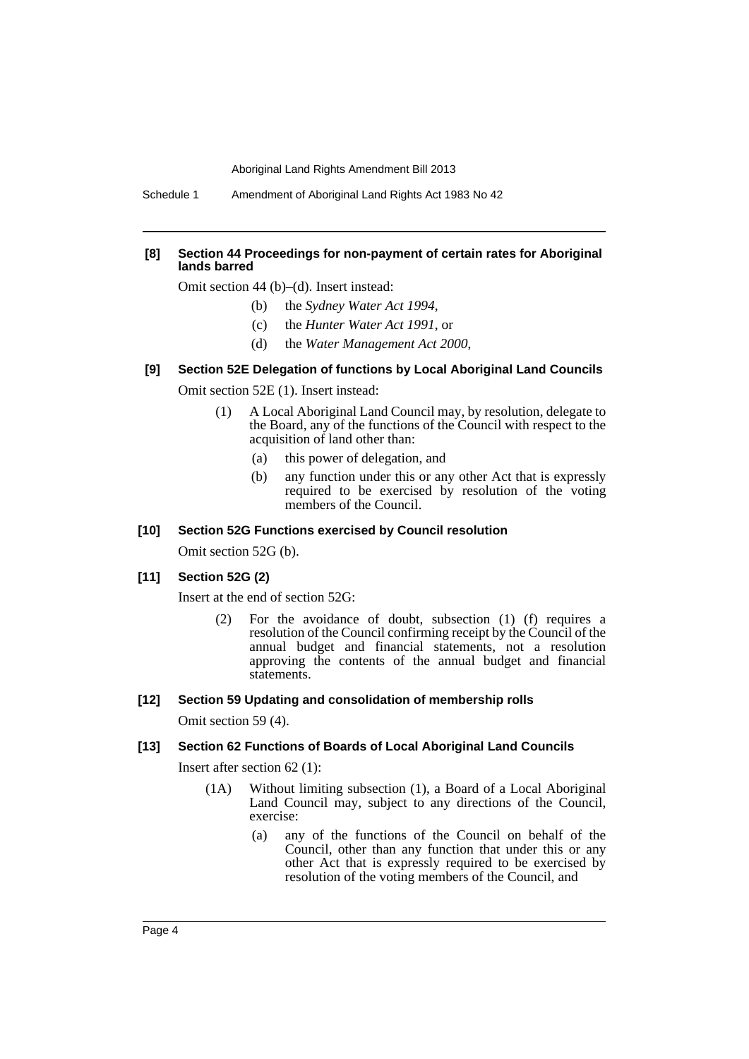#### [8] Section 44 Proceedings for non-payment of certain rates for Aboriginal lands barred

Omit section 44 (b)–(d). Insert instead:

- (b) the *Sydney Water Act 1994*,
- (c) the *Hunter Water Act 1991*, or
- (d) the *Water Management Act 2000*,

#### [9] Section 52E Delegation of functions by Local Aboriginal Land Councils

Omit section 52E (1). Insert instead:

(1) A Local Aboriginal Land Council may, by resolution, delegate to the Board, any of the functions of the Council with respect to the acquisition of land other than:

- (a) this power of delegation, and
- (b) any function under this or any other Act that is expressly required to be exercised by resolution of the voting members of the Council.

#### [10] Section 52G Functions exercised by Council resolution

Omit section 52G (b).

#### [11] Section 52G (2)

Insert at the end of section 52G:

(2) For the avoidance of doubt, subsection (1) (f) requires a resolution of the Council confirming receipt by the Council of the annual budget and financial statements, not a resolution approving the contents of the annual budget and financial statements.

#### [12] Section 59 Updating and consolidation of membership rolls

Omit section 59 (4).

#### [13] Section 62 Functions of Boards of Local Aboriginal Land Councils

Insert after section 62 (1):

(1A) Without limiting subsection (1), a Board of a Local Aboriginal Land Council may, subject to any directions of the Council, exercise:

- (a) any of the functions of the Council on behalf of the Council, other than any function that under this or any other Act that is expressly required to be exercised by resolution of the voting members of the Council, and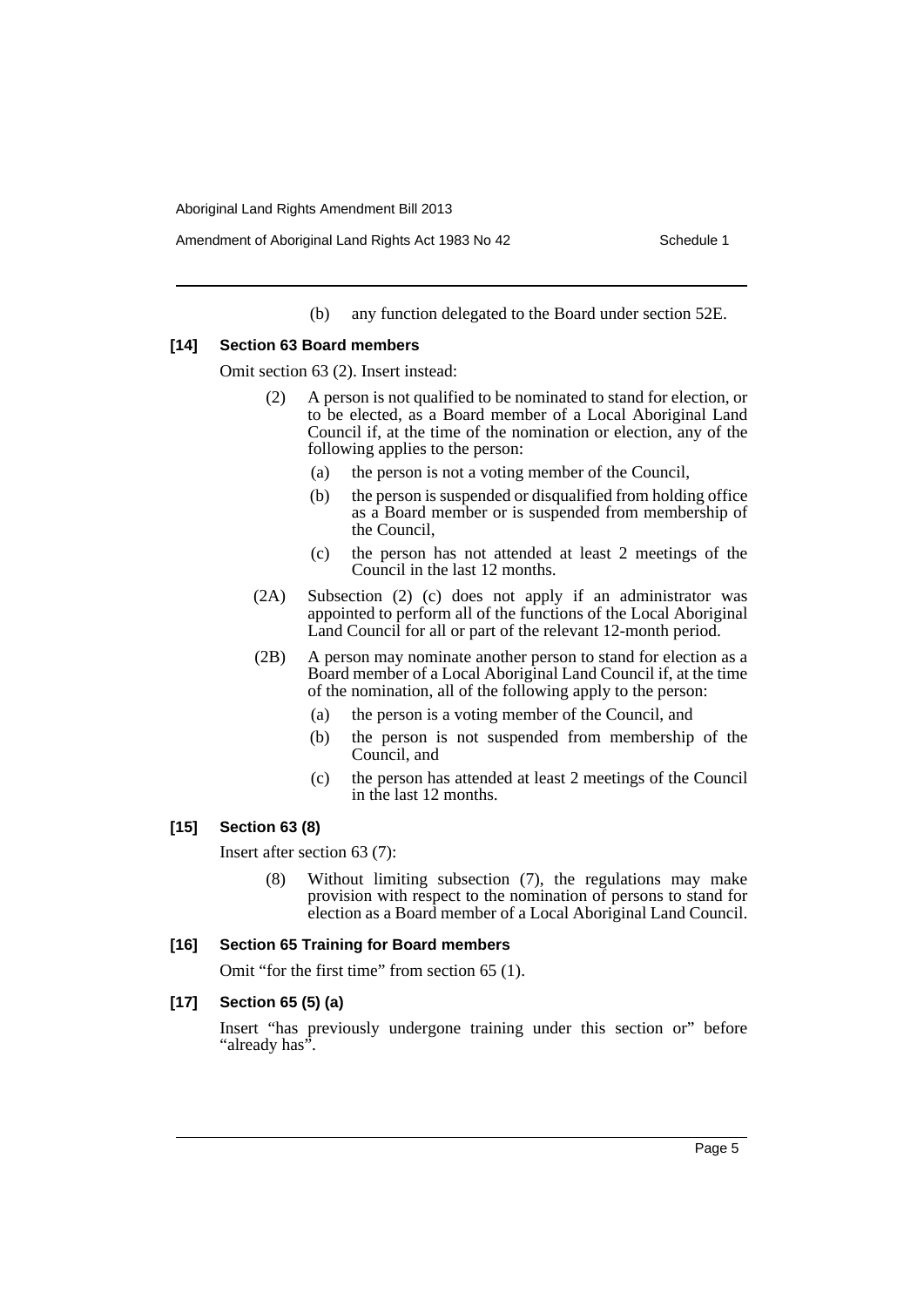(b) any function delegated to the Board under section 52E.

**[14] Section 63 Board members**

Omit section 63 (2). Insert instead:

(2) A person is not qualified to be nominated to stand for election, or to be elected, as a Board member of a Local Aboriginal Land Council if, at the time of the nomination or election, any of the following applies to the person:

(a) the person is not a voting member of the Council,

(b) the person is suspended or disqualified from holding office as a Board member or is suspended from membership of the Council,

(c) the person has not attended at least 2 meetings of the Council in the last 12 months.

(2A) Subsection (2) (c) does not apply if an administrator was appointed to perform all of the functions of the Local Aboriginal Land Council for all or part of the relevant 12-month period.

(2B) A person may nominate another person to stand for election as a Board member of a Local Aboriginal Land Council if, at the time of the nomination, all of the following apply to the person:

(a) the person is a voting member of the Council, and

(b) the person is not suspended from membership of the Council, and

(c) the person has attended at least 2 meetings of the Council in the last 12 months.

**[15] Section 63 (8)**

Insert after section 63 (7):

(8) Without limiting subsection (7), the regulations may make provision with respect to the nomination of persons to stand for election as a Board member of a Local Aboriginal Land Council.

**[16] Section 65 Training for Board members**

Omit "for the first time" from section 65 (1).

**[17] Section 65 (5) (a)**

Insert "has previously undergone training under this section or" before "already has".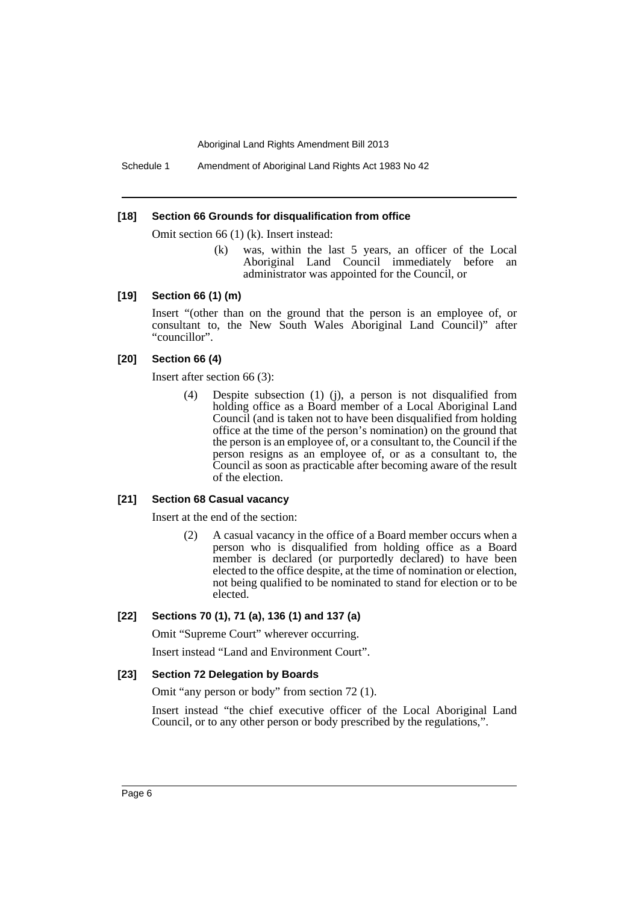**[18] Section 66 Grounds for disqualification from office**

Omit section 66 (1) (k). Insert instead:

> (k) was, within the last 5 years, an officer of the Local Aboriginal Land Council immediately before an administrator was appointed for the Council, or

**[19] Section 66 (1) (m)**

Insert "(other than on the ground that the person is an employee of, or consultant to, the New South Wales Aboriginal Land Council)" after "councillor".

**[20] Section 66 (4)**

Insert after section 66 (3):

> (4) Despite subsection (1) (j), a person is not disqualified from holding office as a Board member of a Local Aboriginal Land Council (and is taken not to have been disqualified from holding office at the time of the person's nomination) on the ground that the person is an employee of, or a consultant to, the Council if the person resigns as an employee of, or as a consultant to, the Council as soon as practicable after becoming aware of the result of the election.

**[21] Section 68 Casual vacancy**

Insert at the end of the section:

> (2) A casual vacancy in the office of a Board member occurs when a person who is disqualified from holding office as a Board member is declared (or purportedly declared) to have been elected to the office despite, at the time of nomination or election, not being qualified to be nominated to stand for election or to be elected.

**[22] Sections 70 (1), 71 (a), 136 (1) and 137 (a)**

Omit "Supreme Court" wherever occurring.

Insert instead "Land and Environment Court".

**[23] Section 72 Delegation by Boards**

Omit "any person or body" from section 72 (1).

Insert instead "the chief executive officer of the Local Aboriginal Land Council, or to any other person or body prescribed by the regulations,".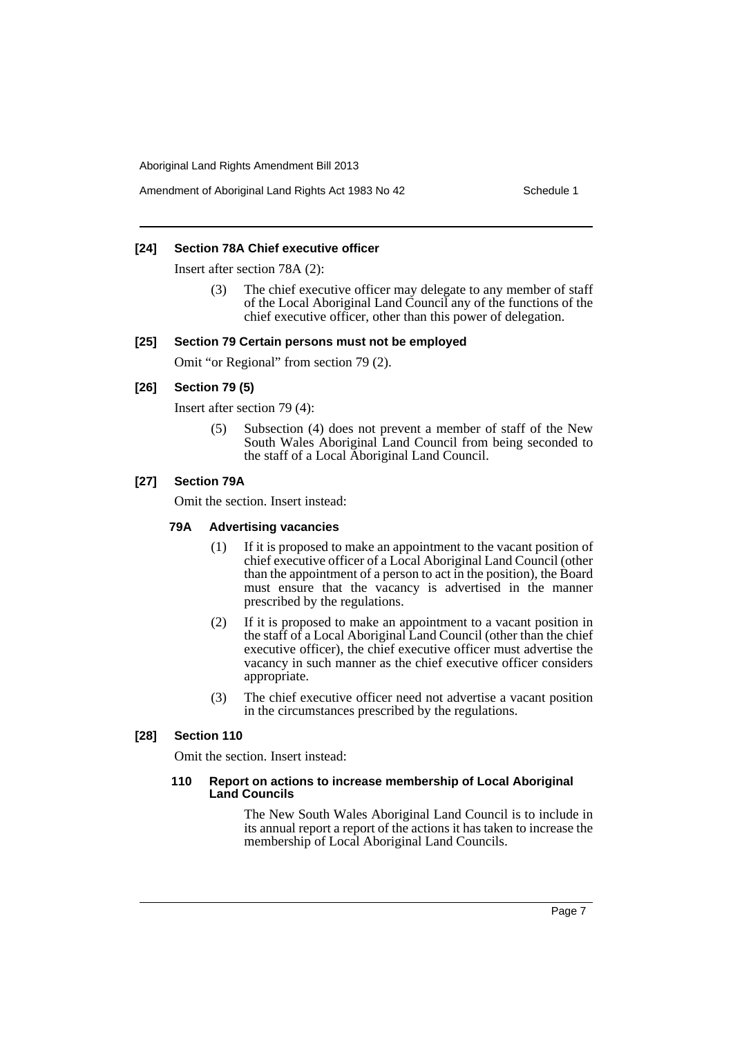### [24] Section 78A Chief executive officer

Insert after section 78A (2):

> (3) The chief executive officer may delegate to any member of staff of the Local Aboriginal Land Council any of the functions of the chief executive officer, other than this power of delegation.

### [25] Section 79 Certain persons must not be employed

Omit "or Regional" from section 79 (2).

### [26] Section 79 (5)

Insert after section 79 (4):

> (5) Subsection (4) does not prevent a member of staff of the New South Wales Aboriginal Land Council from being seconded to the staff of a Local Aboriginal Land Council.

### [27] Section 79A

Omit the section. Insert instead:

#### 79A Advertising vacancies

> (1) If it is proposed to make an appointment to the vacant position of chief executive officer of a Local Aboriginal Land Council (other than the appointment of a person to act in the position), the Board must ensure that the vacancy is advertised in the manner prescribed by the regulations.
>
> (2) If it is proposed to make an appointment to a vacant position in the staff of a Local Aboriginal Land Council (other than the chief executive officer), the chief executive officer must advertise the vacancy in such manner as the chief executive officer considers appropriate.
>
> (3) The chief executive officer need not advertise a vacant position in the circumstances prescribed by the regulations.

### [28] Section 110

Omit the section. Insert instead:

#### 110 Report on actions to increase membership of Local Aboriginal Land Councils

> The New South Wales Aboriginal Land Council is to include in its annual report a report of the actions it has taken to increase the membership of Local Aboriginal Land Councils.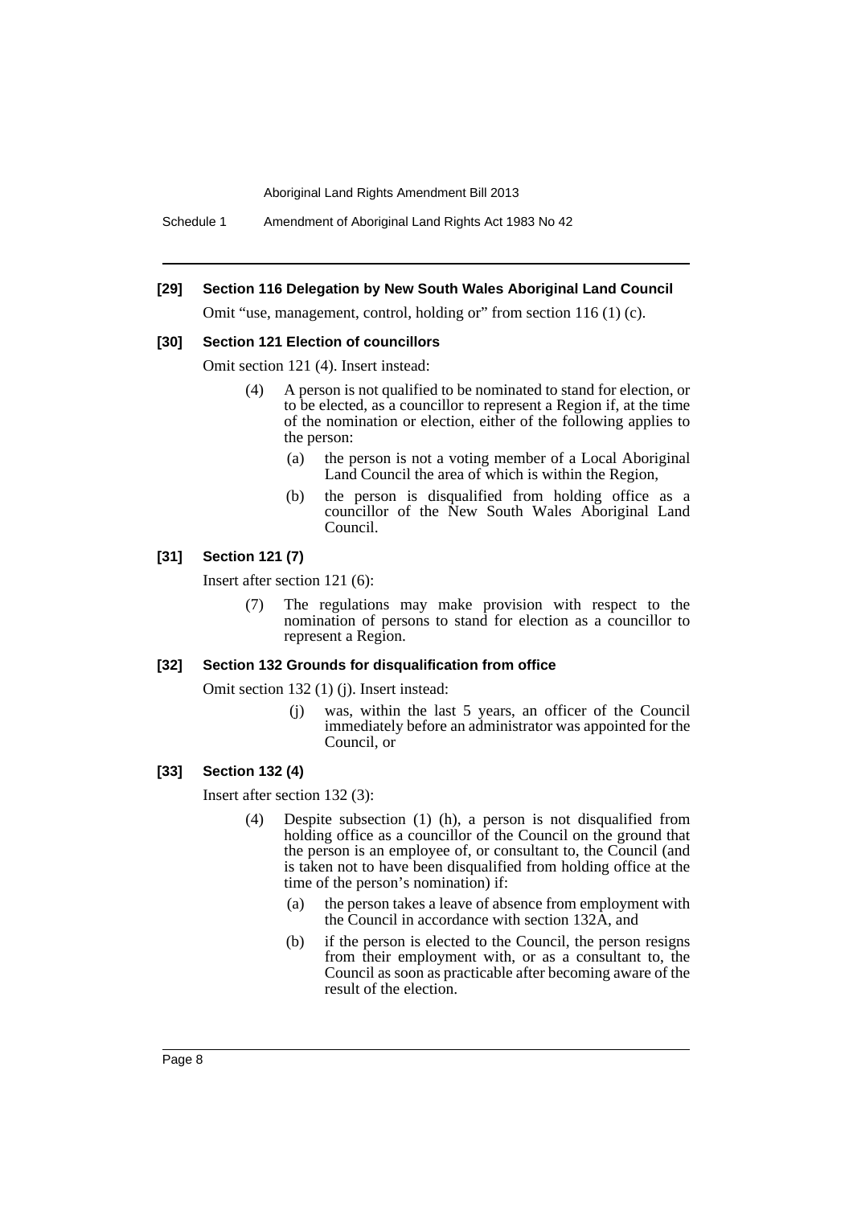### [29] Section 116 Delegation by New South Wales Aboriginal Land Council

Omit "use, management, control, holding or" from section 116 (1) (c).

### [30] Section 121 Election of councillors

Omit section 121 (4). Insert instead:

> (4) A person is not qualified to be nominated to stand for election, or to be elected, as a councillor to represent a Region if, at the time of the nomination or election, either of the following applies to the person:
>
> (a) the person is not a voting member of a Local Aboriginal Land Council the area of which is within the Region,
>
> (b) the person is disqualified from holding office as a councillor of the New South Wales Aboriginal Land Council.

### [31] Section 121 (7)

Insert after section 121 (6):

> (7) The regulations may make provision with respect to the nomination of persons to stand for election as a councillor to represent a Region.

### [32] Section 132 Grounds for disqualification from office

Omit section 132 (1) (j). Insert instead:

> (j) was, within the last 5 years, an officer of the Council immediately before an administrator was appointed for the Council, or

### [33] Section 132 (4)

Insert after section 132 (3):

> (4) Despite subsection (1) (h), a person is not disqualified from holding office as a councillor of the Council on the ground that the person is an employee of, or consultant to, the Council (and is taken not to have been disqualified from holding office at the time of the person's nomination) if:
>
> (a) the person takes a leave of absence from employment with the Council in accordance with section 132A, and
>
> (b) if the person is elected to the Council, the person resigns from their employment with, or as a consultant to, the Council as soon as practicable after becoming aware of the result of the election.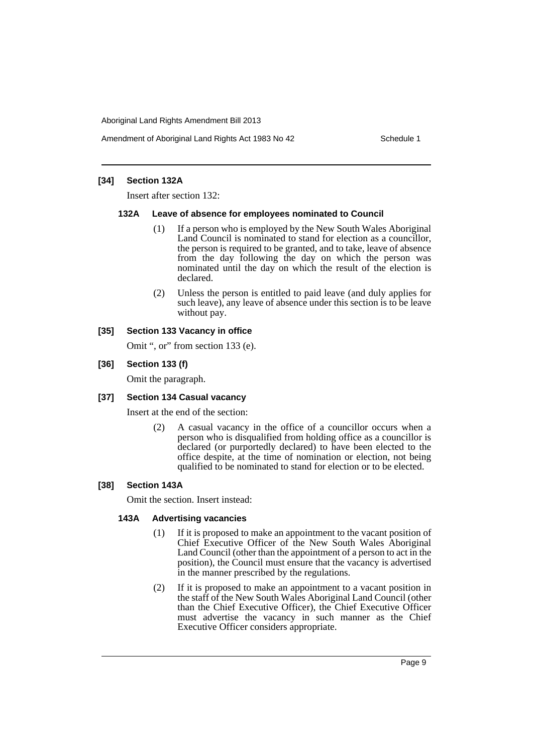### [34] Section 132A

Insert after section 132:

#### 132A Leave of absence for employees nominated to Council

(1) If a person who is employed by the New South Wales Aboriginal Land Council is nominated to stand for election as a councillor, the person is required to be granted, and to take, leave of absence from the day following the day on which the person was nominated until the day on which the result of the election is declared.

(2) Unless the person is entitled to paid leave (and duly applies for such leave), any leave of absence under this section is to be leave without pay.

### [35] Section 133 Vacancy in office

Omit ", or" from section 133 (e).

### [36] Section 133 (f)

Omit the paragraph.

### [37] Section 134 Casual vacancy

Insert at the end of the section:

(2) A casual vacancy in the office of a councillor occurs when a person who is disqualified from holding office as a councillor is declared (or purportedly declared) to have been elected to the office despite, at the time of nomination or election, not being qualified to be nominated to stand for election or to be elected.

### [38] Section 143A

Omit the section. Insert instead:

#### 143A Advertising vacancies

(1) If it is proposed to make an appointment to the vacant position of Chief Executive Officer of the New South Wales Aboriginal Land Council (other than the appointment of a person to act in the position), the Council must ensure that the vacancy is advertised in the manner prescribed by the regulations.

(2) If it is proposed to make an appointment to a vacant position in the staff of the New South Wales Aboriginal Land Council (other than the Chief Executive Officer), the Chief Executive Officer must advertise the vacancy in such manner as the Chief Executive Officer considers appropriate.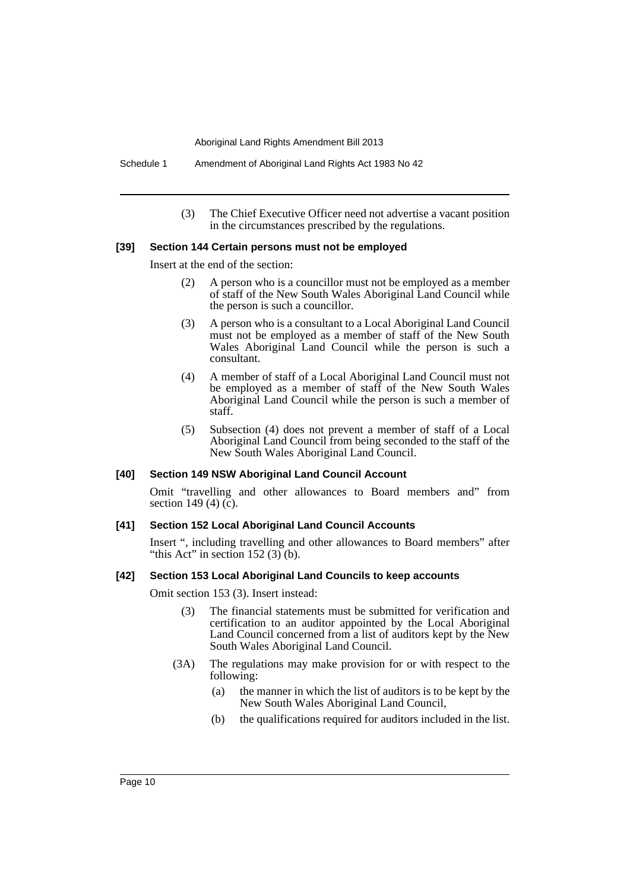(3) The Chief Executive Officer need not advertise a vacant position in the circumstances prescribed by the regulations.

**[39] Section 144 Certain persons must not be employed**

Insert at the end of the section:

(2) A person who is a councillor must not be employed as a member of staff of the New South Wales Aboriginal Land Council while the person is such a councillor.

(3) A person who is a consultant to a Local Aboriginal Land Council must not be employed as a member of staff of the New South Wales Aboriginal Land Council while the person is such a consultant.

(4) A member of staff of a Local Aboriginal Land Council must not be employed as a member of staff of the New South Wales Aboriginal Land Council while the person is such a member of staff.

(5) Subsection (4) does not prevent a member of staff of a Local Aboriginal Land Council from being seconded to the staff of the New South Wales Aboriginal Land Council.

**[40] Section 149 NSW Aboriginal Land Council Account**

Omit "travelling and other allowances to Board members and" from section 149 (4) (c).

**[41] Section 152 Local Aboriginal Land Council Accounts**

Insert ", including travelling and other allowances to Board members" after "this Act" in section 152 (3) (b).

**[42] Section 153 Local Aboriginal Land Councils to keep accounts**

Omit section 153 (3). Insert instead:

(3) The financial statements must be submitted for verification and certification to an auditor appointed by the Local Aboriginal Land Council concerned from a list of auditors kept by the New South Wales Aboriginal Land Council.

(3A) The regulations may make provision for or with respect to the following:

(a) the manner in which the list of auditors is to be kept by the New South Wales Aboriginal Land Council,

(b) the qualifications required for auditors included in the list.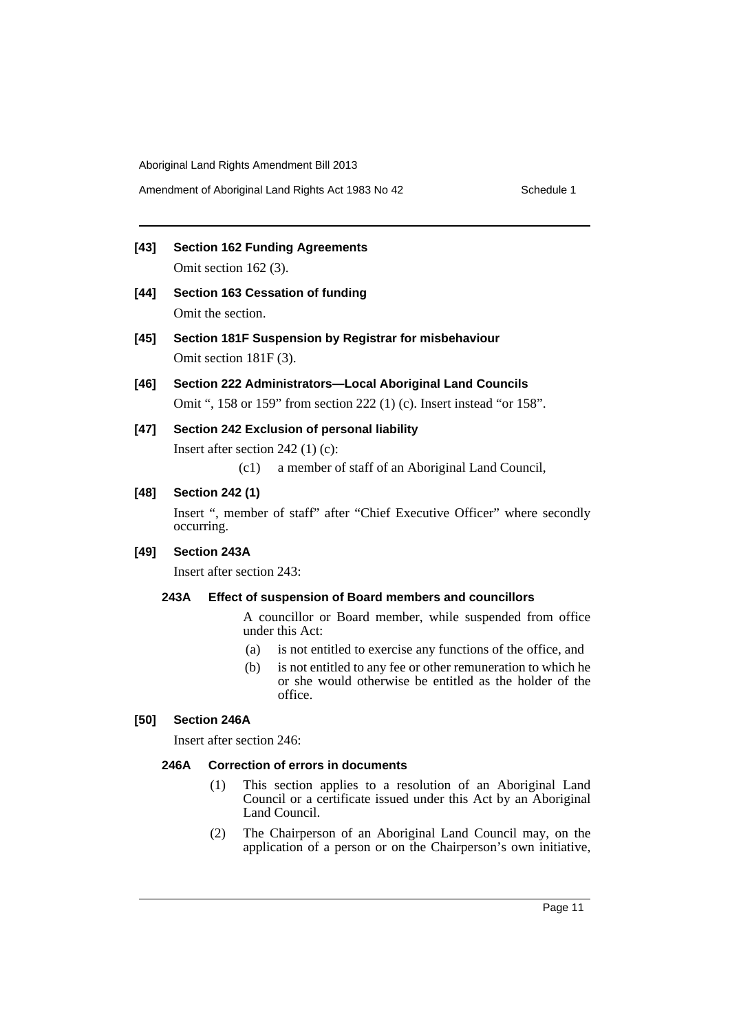**[43] Section 162 Funding Agreements**

Omit section 162 (3).

**[44] Section 163 Cessation of funding**

Omit the section.

**[45] Section 181F Suspension by Registrar for misbehaviour**

Omit section 181F (3).

**[46] Section 222 Administrators—Local Aboriginal Land Councils**

Omit ", 158 or 159" from section 222 (1) (c). Insert instead "or 158".

**[47] Section 242 Exclusion of personal liability**

Insert after section 242 (1) (c):

(c1) a member of staff of an Aboriginal Land Council,

**[48] Section 242 (1)**

Insert ", member of staff" after "Chief Executive Officer" where secondly occurring.

**[49] Section 243A**

Insert after section 243:

**243A Effect of suspension of Board members and councillors**

A councillor or Board member, while suspended from office under this Act:

(a) is not entitled to exercise any functions of the office, and

(b) is not entitled to any fee or other remuneration to which he or she would otherwise be entitled as the holder of the office.

**[50] Section 246A**

Insert after section 246:

**246A Correction of errors in documents**

(1) This section applies to a resolution of an Aboriginal Land Council or a certificate issued under this Act by an Aboriginal Land Council.

(2) The Chairperson of an Aboriginal Land Council may, on the application of a person or on the Chairperson's own initiative,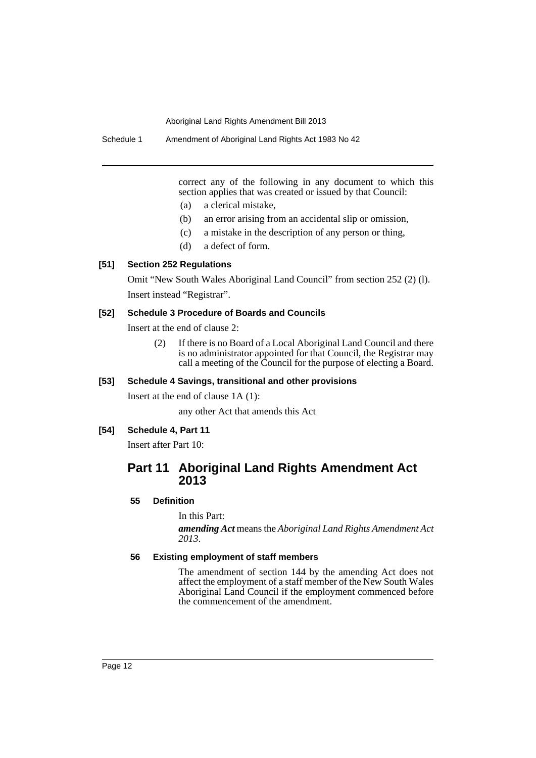correct any of the following in any document to which this section applies that was created or issued by that Council:

(a) a clerical mistake,

(b) an error arising from an accidental slip or omission,

(c) a mistake in the description of any person or thing,

(d) a defect of form.

**[51] Section 252 Regulations**

Omit "New South Wales Aboriginal Land Council" from section 252 (2) (l).

Insert instead "Registrar".

**[52] Schedule 3 Procedure of Boards and Councils**

Insert at the end of clause 2:

(2) If there is no Board of a Local Aboriginal Land Council and there is no administrator appointed for that Council, the Registrar may call a meeting of the Council for the purpose of electing a Board.

**[53] Schedule 4 Savings, transitional and other provisions**

Insert at the end of clause 1A (1):

any other Act that amends this Act

**[54] Schedule 4, Part 11**

Insert after Part 10:

## Part 11 Aboriginal Land Rights Amendment Act 2013

**55 Definition**

In this Part:

***amending Act*** means the *Aboriginal Land Rights Amendment Act 2013*.

**56 Existing employment of staff members**

The amendment of section 144 by the amending Act does not affect the employment of a staff member of the New South Wales Aboriginal Land Council if the employment commenced before the commencement of the amendment.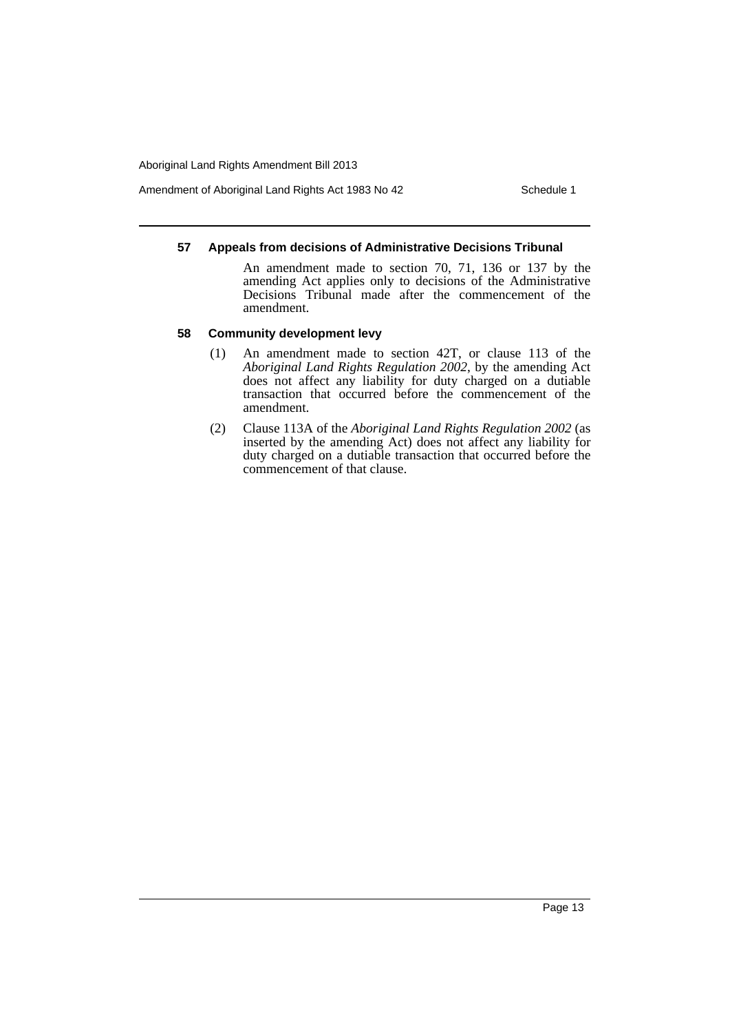### 57 Appeals from decisions of Administrative Decisions Tribunal

An amendment made to section 70, 71, 136 or 137 by the amending Act applies only to decisions of the Administrative Decisions Tribunal made after the commencement of the amendment.

### 58 Community development levy

(1) An amendment made to section 42T, or clause 113 of the *Aboriginal Land Rights Regulation 2002*, by the amending Act does not affect any liability for duty charged on a dutiable transaction that occurred before the commencement of the amendment.

(2) Clause 113A of the *Aboriginal Land Rights Regulation 2002* (as inserted by the amending Act) does not affect any liability for duty charged on a dutiable transaction that occurred before the commencement of that clause.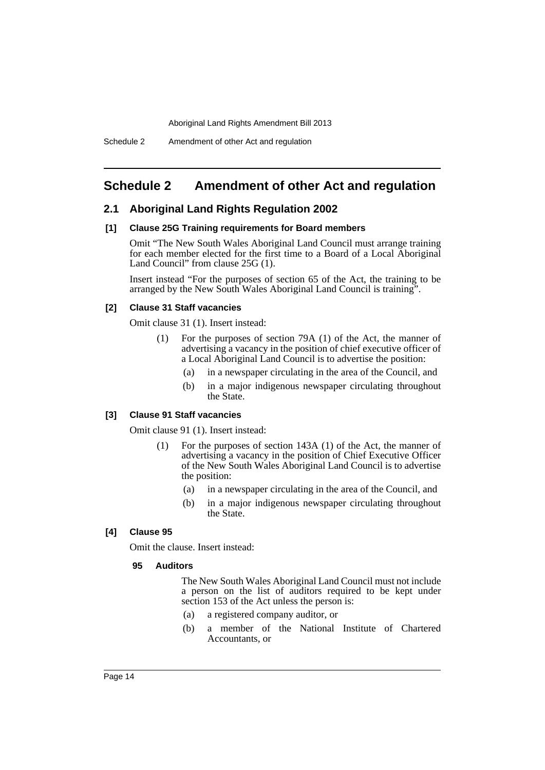# Schedule 2 Amendment of other Act and regulation

## 2.1 Aboriginal Land Rights Regulation 2002

### [1] Clause 25G Training requirements for Board members

Omit "The New South Wales Aboriginal Land Council must arrange training for each member elected for the first time to a Board of a Local Aboriginal Land Council" from clause 25G (1).

Insert instead "For the purposes of section 65 of the Act, the training to be arranged by the New South Wales Aboriginal Land Council is training".

### [2] Clause 31 Staff vacancies

Omit clause 31 (1). Insert instead:

(1) For the purposes of section 79A (1) of the Act, the manner of advertising a vacancy in the position of chief executive officer of a Local Aboriginal Land Council is to advertise the position:

- (a) in a newspaper circulating in the area of the Council, and
- (b) in a major indigenous newspaper circulating throughout the State.

### [3] Clause 91 Staff vacancies

Omit clause 91 (1). Insert instead:

(1) For the purposes of section 143A (1) of the Act, the manner of advertising a vacancy in the position of Chief Executive Officer of the New South Wales Aboriginal Land Council is to advertise the position:

- (a) in a newspaper circulating in the area of the Council, and
- (b) in a major indigenous newspaper circulating throughout the State.

### [4] Clause 95

Omit the clause. Insert instead:

**95 Auditors**

The New South Wales Aboriginal Land Council must not include a person on the list of auditors required to be kept under section 153 of the Act unless the person is:

- (a) a registered company auditor, or
- (b) a member of the National Institute of Chartered Accountants, or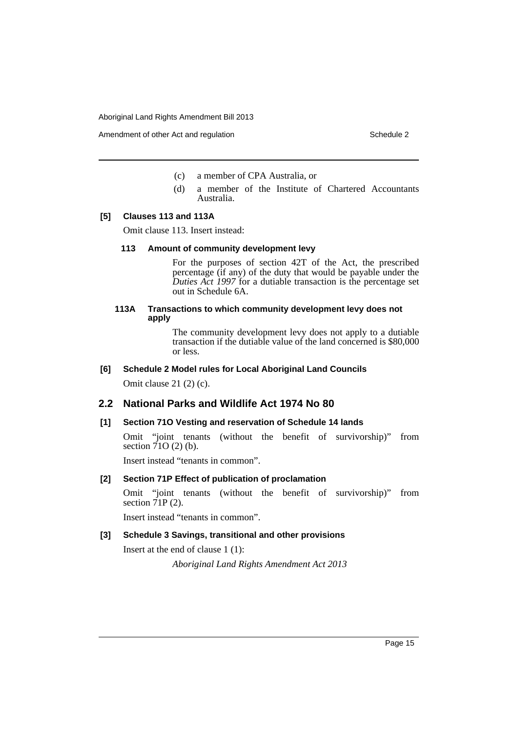(c) a member of CPA Australia, or

(d) a member of the Institute of Chartered Accountants Australia.

**[5] Clauses 113 and 113A**

Omit clause 113. Insert instead:

**113 Amount of community development levy**

For the purposes of section 42T of the Act, the prescribed percentage (if any) of the duty that would be payable under the *Duties Act 1997* for a dutiable transaction is the percentage set out in Schedule 6A.

**113A Transactions to which community development levy does not apply**

The community development levy does not apply to a dutiable transaction if the dutiable value of the land concerned is $80,000 or less.

**[6] Schedule 2 Model rules for Local Aboriginal Land Councils**

Omit clause 21 (2) (c).

## 2.2 National Parks and Wildlife Act 1974 No 80

**[1] Section 71O Vesting and reservation of Schedule 14 lands**

Omit "joint tenants (without the benefit of survivorship)" from section 71O (2) (b).

Insert instead "tenants in common".

**[2] Section 71P Effect of publication of proclamation**

Omit "joint tenants (without the benefit of survivorship)" from section 71P (2).

Insert instead "tenants in common".

**[3] Schedule 3 Savings, transitional and other provisions**

Insert at the end of clause 1 (1):

*Aboriginal Land Rights Amendment Act 2013*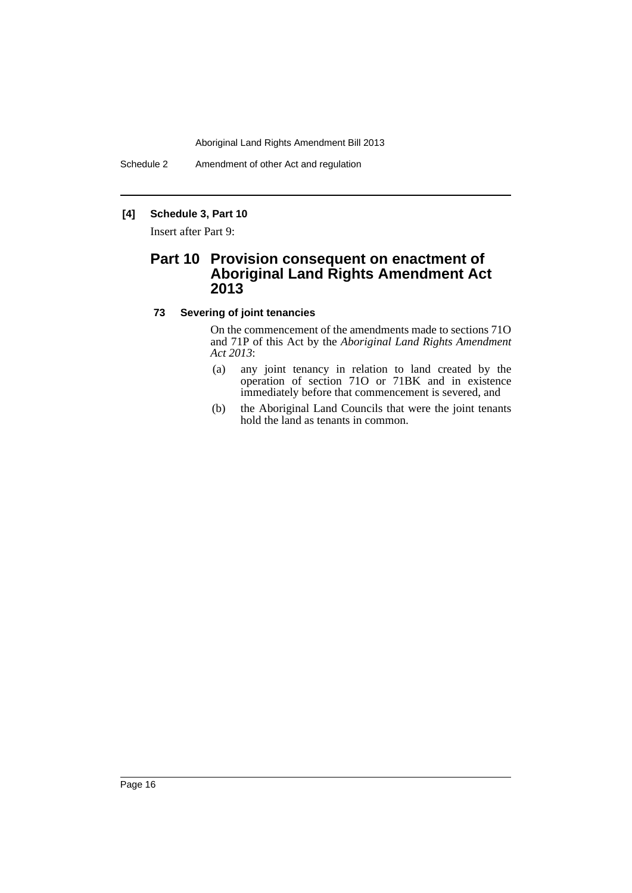**[4] Schedule 3, Part 10**

Insert after Part 9:

## Part 10 Provision consequent on enactment of Aboriginal Land Rights Amendment Act 2013

### 73 Severing of joint tenancies

On the commencement of the amendments made to sections 71O and 71P of this Act by the *Aboriginal Land Rights Amendment Act 2013*:

(a) any joint tenancy in relation to land created by the operation of section 71O or 71BK and in existence immediately before that commencement is severed, and

(b) the Aboriginal Land Councils that were the joint tenants hold the land as tenants in common.